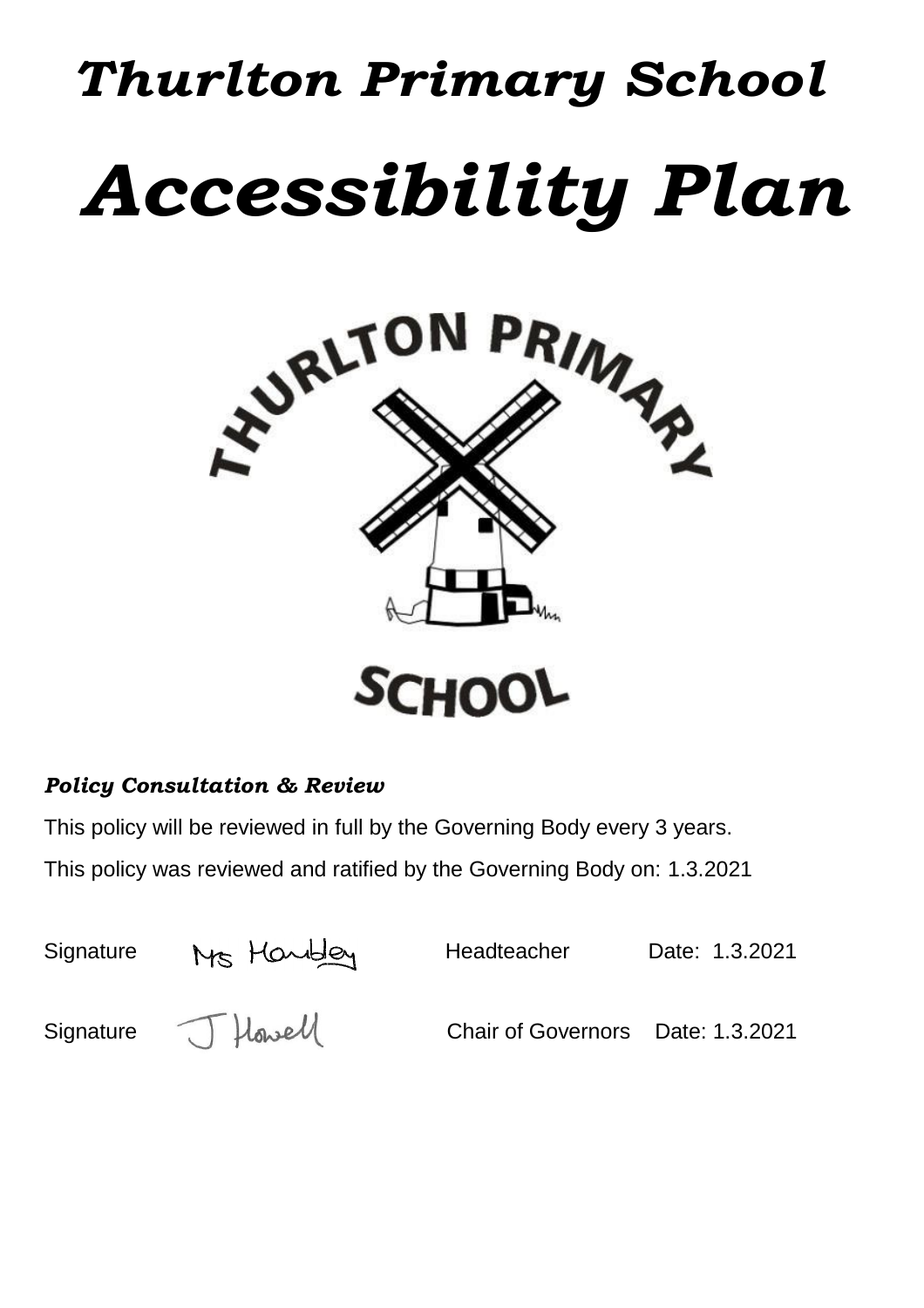# *Thurlton Primary School*

# *Accessibility Plan*

***Policy Consultation & Review***

This policy will be reviewed in full by the Governing Body every 3 years.

This policy was reviewed and ratified by the Governing Body on: 1.3.2021

Signature Mrs Hambley Headteacher Date: 1.3.2021

Signature J Howell Chair of Governors Date: 1.3.2021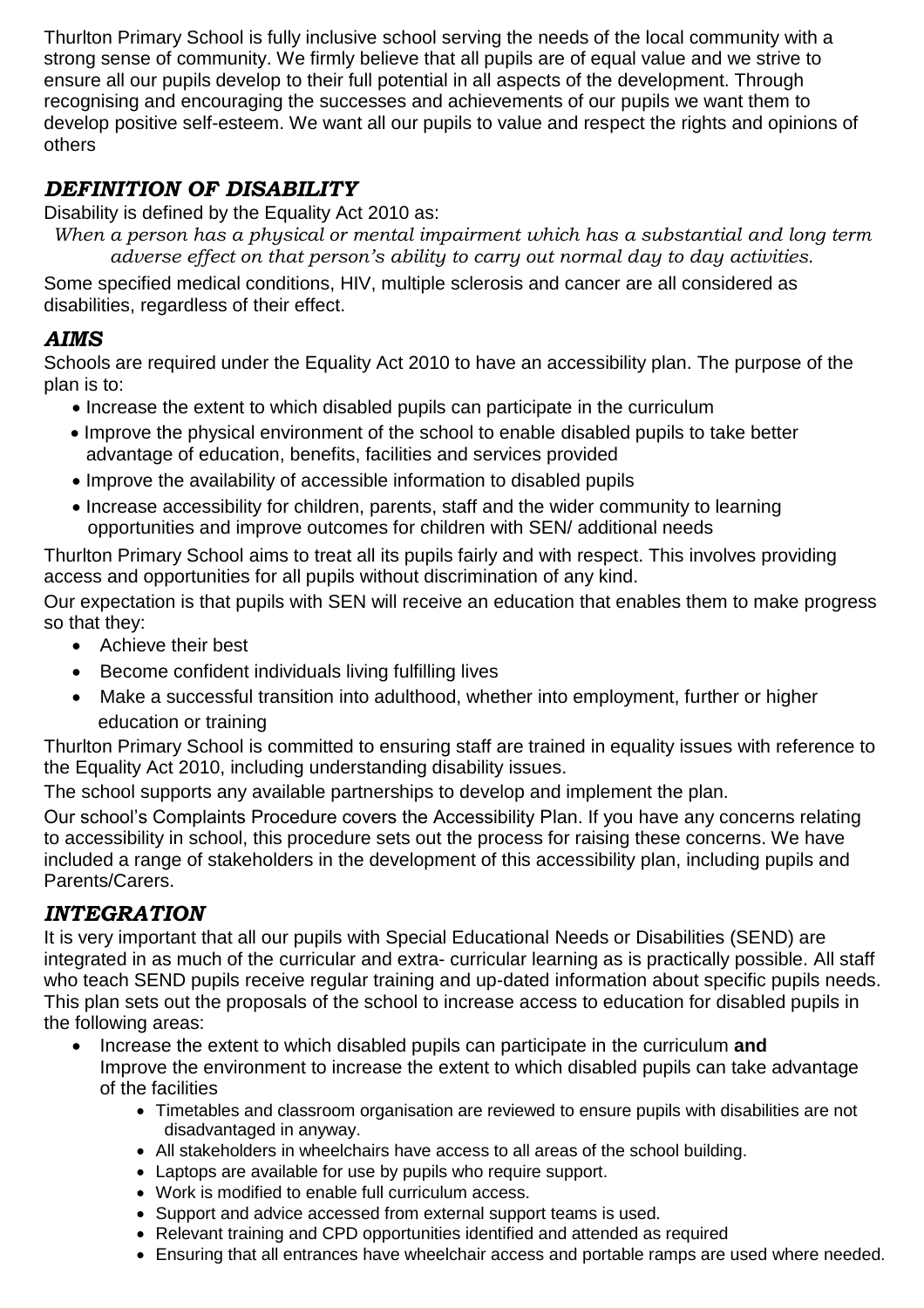Thurlton Primary School is fully inclusive school serving the needs of the local community with a strong sense of community. We firmly believe that all pupils are of equal value and we strive to ensure all our pupils develop to their full potential in all aspects of the development. Through recognising and encouraging the successes and achievements of our pupils we want them to develop positive self-esteem. We want all our pupils to value and respect the rights and opinions of others

## *DEFINITION OF DISABILITY*

Disability is defined by the Equality Act 2010 as:

*When a person has a physical or mental impairment which has a substantial and long term adverse effect on that person's ability to carry out normal day to day activities.*

Some specified medical conditions, HIV, multiple sclerosis and cancer are all considered as disabilities, regardless of their effect.

## *AIMS*

Schools are required under the Equality Act 2010 to have an accessibility plan. The purpose of the plan is to:

- Increase the extent to which disabled pupils can participate in the curriculum
- Improve the physical environment of the school to enable disabled pupils to take better advantage of education, benefits, facilities and services provided
- Improve the availability of accessible information to disabled pupils
- Increase accessibility for children, parents, staff and the wider community to learning opportunities and improve outcomes for children with SEN/ additional needs

Thurlton Primary School aims to treat all its pupils fairly and with respect. This involves providing access and opportunities for all pupils without discrimination of any kind.

Our expectation is that pupils with SEN will receive an education that enables them to make progress so that they:

- Achieve their best
- Become confident individuals living fulfilling lives
- Make a successful transition into adulthood, whether into employment, further or higher education or training

Thurlton Primary School is committed to ensuring staff are trained in equality issues with reference to the Equality Act 2010, including understanding disability issues.

The school supports any available partnerships to develop and implement the plan.

Our school's Complaints Procedure covers the Accessibility Plan. If you have any concerns relating to accessibility in school, this procedure sets out the process for raising these concerns. We have included a range of stakeholders in the development of this accessibility plan, including pupils and Parents/Carers.

## *INTEGRATION*

It is very important that all our pupils with Special Educational Needs or Disabilities (SEND) are integrated in as much of the curricular and extra- curricular learning as is practically possible. All staff who teach SEND pupils receive regular training and up-dated information about specific pupils needs. This plan sets out the proposals of the school to increase access to education for disabled pupils in the following areas:

- Increase the extent to which disabled pupils can participate in the curriculum **and** Improve the environment to increase the extent to which disabled pupils can take advantage of the facilities
  - Timetables and classroom organisation are reviewed to ensure pupils with disabilities are not disadvantaged in anyway.
  - All stakeholders in wheelchairs have access to all areas of the school building.
  - Laptops are available for use by pupils who require support.
  - Work is modified to enable full curriculum access.
  - Support and advice accessed from external support teams is used.
  - Relevant training and CPD opportunities identified and attended as required
  - Ensuring that all entrances have wheelchair access and portable ramps are used where needed.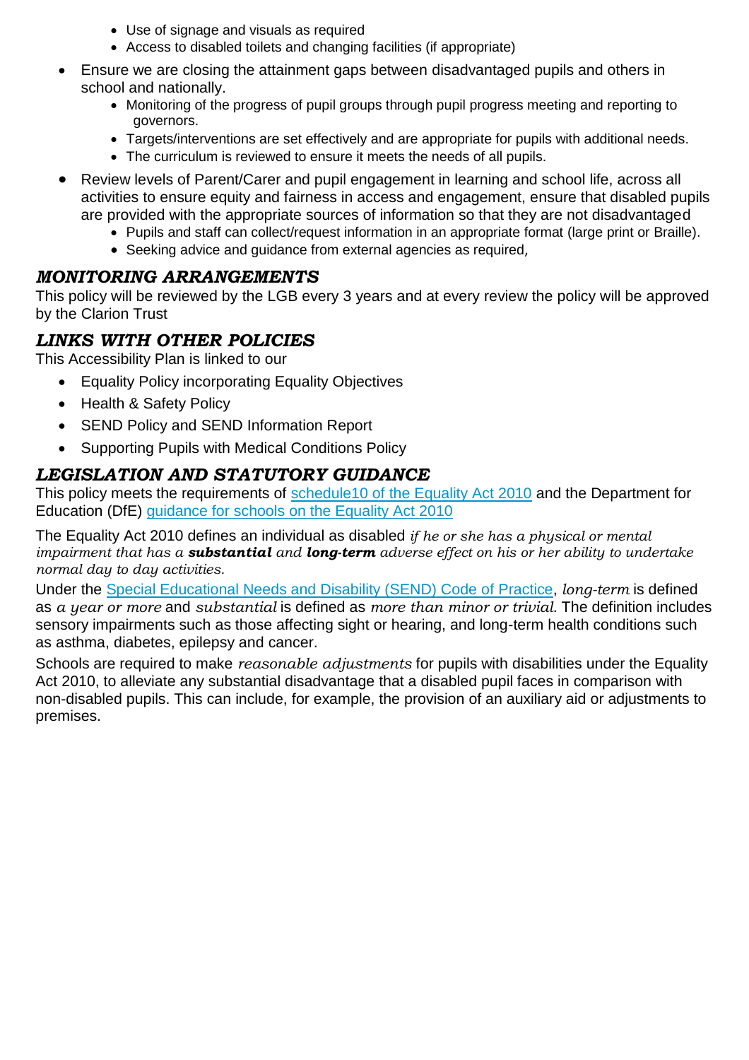- Use of signage and visuals as required
    - Access to disabled toilets and changing facilities (if appropriate)

- Ensure we are closing the attainment gaps between disadvantaged pupils and others in school and nationally.
    - Monitoring of the progress of pupil groups through pupil progress meeting and reporting to governors.
    - Targets/interventions are set effectively and are appropriate for pupils with additional needs.
    - The curriculum is reviewed to ensure it meets the needs of all pupils.
- Review levels of Parent/Carer and pupil engagement in learning and school life, across all activities to ensure equity and fairness in access and engagement, ensure that disabled pupils are provided with the appropriate sources of information so that they are not disadvantaged
    - Pupils and staff can collect/request information in an appropriate format (large print or Braille).
    - Seeking advice and guidance from external agencies as required,

## *MONITORING ARRANGEMENTS*

This policy will be reviewed by the LGB every 3 years and at every review the policy will be approved by the Clarion Trust

## *LINKS WITH OTHER POLICIES*

This Accessibility Plan is linked to our

- Equality Policy incorporating Equality Objectives
- Health & Safety Policy
- SEND Policy and SEND Information Report
- Supporting Pupils with Medical Conditions Policy

## *LEGISLATION AND STATUTORY GUIDANCE*

This policy meets the requirements of schedule10 of the Equality Act 2010 and the Department for Education (DfE) guidance for schools on the Equality Act 2010

The Equality Act 2010 defines an individual as disabled *if he or she has a physical or mental impairment that has a **substantial** and **long-term** adverse effect on his or her ability to undertake normal day to day activities.*

Under the Special Educational Needs and Disability (SEND) Code of Practice, *long-term* is defined as *a year or more* and *substantial* is defined as *more than minor or trivial*. The definition includes sensory impairments such as those affecting sight or hearing, and long-term health conditions such as asthma, diabetes, epilepsy and cancer.

Schools are required to make *reasonable adjustments* for pupils with disabilities under the Equality Act 2010, to alleviate any substantial disadvantage that a disabled pupil faces in comparison with non-disabled pupils. This can include, for example, the provision of an auxiliary aid or adjustments to premises.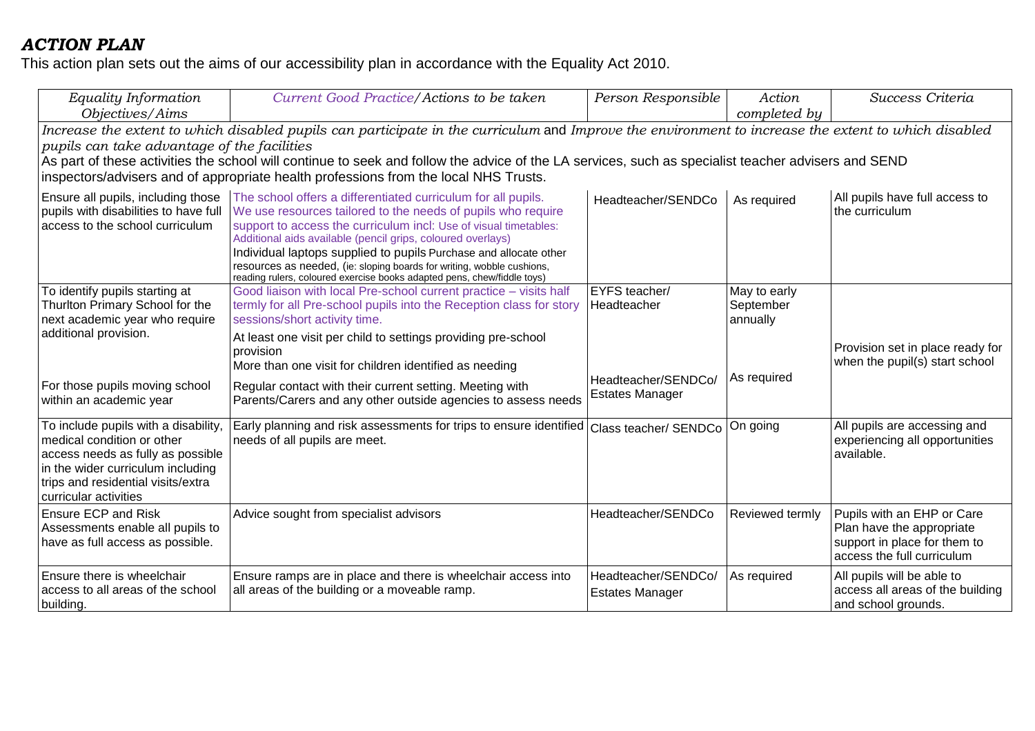## *ACTION PLAN*

This action plan sets out the aims of our accessibility plan in accordance with the Equality Act 2010.

| *Equality Information Objectives/Aims* | *Current Good Practice/Actions to be taken* | *Person Responsible* | *Action completed by* | *Success Criteria* |
|---|---|---|---|---|
| *Increase the extent to which disabled pupils can participate in the curriculum* and *Improve the environment to increase the extent to which disabled pupils can take advantage of the facilities* As part of these activities the school will continue to seek and follow the advice of the LA services, such as specialist teacher advisers and SEND inspectors/advisers and of appropriate health professions from the local NHS Trusts. | | | | |
| Ensure all pupils, including those pupils with disabilities to have full access to the school curriculum | The school offers a differentiated curriculum for all pupils. We use resources tailored to the needs of pupils who require support to access the curriculum incl: Use of visual timetables: Additional aids available (pencil grips, coloured overlays) Individual laptops supplied to pupils Purchase and allocate other resources as needed, (ie: sloping boards for writing, wobble cushions, reading rulers, coloured exercise books adapted pens, chew/fiddle toys) | Headteacher/SENDCo | As required | All pupils have full access to the curriculum |
| To identify pupils starting at Thurlton Primary School for the next academic year who require additional provision. | Good liaison with local Pre-school current practice – visits half termly for all Pre-school pupils into the Reception class for story sessions/short activity time. At least one visit per child to settings providing pre-school provision More than one visit for children identified as needing | EYFS teacher/ Headteacher | May to early September annually | Provision set in place ready for when the pupil(s) start school |
| For those pupils moving school within an academic year | Regular contact with their current setting. Meeting with Parents/Carers and any other outside agencies to assess needs | Headteacher/SENDCo/ Estates Manager | As required | |
| To include pupils with a disability, medical condition or other access needs as fully as possible in the wider curriculum including trips and residential visits/extra curricular activities | Early planning and risk assessments for trips to ensure identified needs of all pupils are meet. | Class teacher/ SENDCo | On going | All pupils are accessing and experiencing all opportunities available. |
| Ensure ECP and Risk Assessments enable all pupils to have as full access as possible. | Advice sought from specialist advisors | Headteacher/SENDCo | Reviewed termly | Pupils with an EHP or Care Plan have the appropriate support in place for them to access the full curriculum |
| Ensure there is wheelchair access to all areas of the school building. | Ensure ramps are in place and there is wheelchair access into all areas of the building or a moveable ramp. | Headteacher/SENDCo/ Estates Manager | As required | All pupils will be able to access all areas of the building and school grounds. |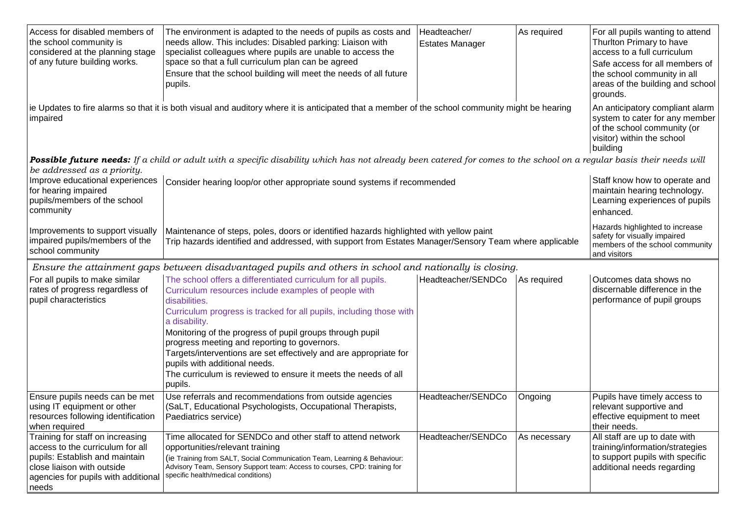| | | | | |
|---|---|---|---|---|
| Access for disabled members of the school community is considered at the planning stage of any future building works. | The environment is adapted to the needs of pupils as costs and needs allow. This includes: Disabled parking: Liaison with specialist colleagues where pupils are unable to access the space so that a full curriculum plan can be agreed<br>Ensure that the school building will meet the needs of all future pupils. | Headteacher/ Estates Manager | As required | For all pupils wanting to attend Thurlton Primary to have access to a full curriculum<br>Safe access for all members of the school community in all areas of the building and school grounds. |
| ie Updates to fire alarms so that it is both visual and auditory where it is anticipated that a member of the school community might be hearing impaired | | | | An anticipatory compliant alarm system to cater for any member of the school community (or visitor) within the school building |
| ***Possible future needs:*** *If a child or adult with a specific disability which has not already been catered for comes to the school on a regular basis their needs will be addressed as a priority.* | | | | |
| Improve educational experiences for hearing impaired pupils/members of the school community | Consider hearing loop/or other appropriate sound systems if recommended | | | Staff know how to operate and maintain hearing technology. Learning experiences of pupils enhanced. |
| Improvements to support visually impaired pupils/members of the school community | Maintenance of steps, poles, doors or identified hazards highlighted with yellow paint<br>Trip hazards identified and addressed, with support from Estates Manager/Sensory Team where applicable | | | Hazards highlighted to increase safety for visually impaired members of the school community and visitors |
| *Ensure the attainment gaps between disadvantaged pupils and others in school and nationally is closing.* | | | | |
| For all pupils to make similar rates of progress regardless of pupil characteristics | The school offers a differentiated curriculum for all pupils.<br>Curriculum resources include examples of people with disabilities.<br>Curriculum progress is tracked for all pupils, including those with a disability.<br>Monitoring of the progress of pupil groups through pupil progress meeting and reporting to governors.<br>Targets/interventions are set effectively and are appropriate for pupils with additional needs.<br>The curriculum is reviewed to ensure it meets the needs of all pupils. | Headteacher/SENDCo | As required | Outcomes data shows no discernable difference in the performance of pupil groups |
| Ensure pupils needs can be met using IT equipment or other resources following identification when required | Use referrals and recommendations from outside agencies (SaLT, Educational Psychologists, Occupational Therapists, Paediatrics service) | Headteacher/SENDCo | Ongoing | Pupils have timely access to relevant supportive and effective equipment to meet their needs. |
| Training for staff on increasing access to the curriculum for all pupils: Establish and maintain close liaison with outside agencies for pupils with additional needs | Time allocated for SENDCo and other staff to attend network opportunities/relevant training<br>(ie Training from SALT, Social Communication Team, Learning & Behaviour: Advisory Team, Sensory Support team: Access to courses, CPD: training for specific health/medical conditions) | Headteacher/SENDCo | As necessary | All staff are up to date with training/information/strategies to support pupils with specific additional needs regarding |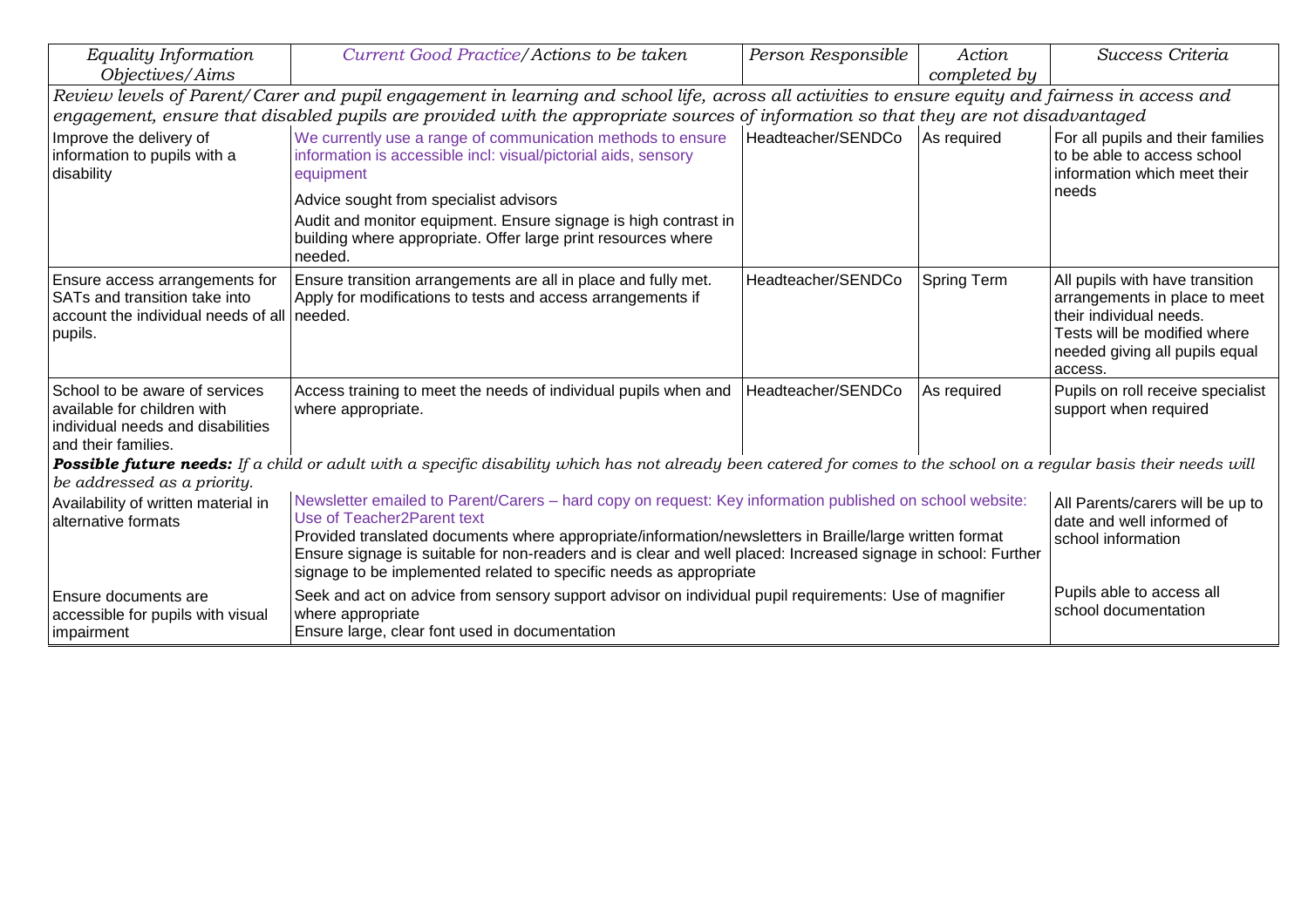| *Equality Information Objectives/Aims* | *Current Good Practice/Actions to be taken* | *Person Responsible* | *Action completed by* | *Success Criteria* |
|---|---|---|---|---|
| *Review levels of Parent/Carer and pupil engagement in learning and school life, across all activities to ensure equity and fairness in access and engagement, ensure that disabled pupils are provided with the appropriate sources of information so that they are not disadvantaged* | | | | |
| Improve the delivery of information to pupils with a disability | We currently use a range of communication methods to ensure information is accessible incl: visual/pictorial aids, sensory equipment<br>Advice sought from specialist advisors<br>Audit and monitor equipment. Ensure signage is high contrast in building where appropriate. Offer large print resources where needed. | Headteacher/SENDCo | As required | For all pupils and their families to be able to access school information which meet their needs |
| Ensure access arrangements for SATs and transition take into account the individual needs of all pupils. | Ensure transition arrangements are all in place and fully met. Apply for modifications to tests and access arrangements if needed. | Headteacher/SENDCo | Spring Term | All pupils with have transition arrangements in place to meet their individual needs. Tests will be modified where needed giving all pupils equal access. |
| School to be aware of services available for children with individual needs and disabilities and their families. | Access training to meet the needs of individual pupils when and where appropriate. | Headteacher/SENDCo | As required | Pupils on roll receive specialist support when required |
| ***Possible future needs:*** *If a child or adult with a specific disability which has not already been catered for comes to the school on a regular basis their needs will be addressed as a priority.* | | | | |
| Availability of written material in alternative formats | Newsletter emailed to Parent/Carers – hard copy on request: Key information published on school website: Use of Teacher2Parent text<br>Provided translated documents where appropriate/information/newsletters in Braille/large written format<br>Ensure signage is suitable for non-readers and is clear and well placed: Increased signage in school: Further signage to be implemented related to specific needs as appropriate | | | All Parents/carers will be up to date and well informed of school information |
| Ensure documents are accessible for pupils with visual impairment | Seek and act on advice from sensory support advisor on individual pupil requirements: Use of magnifier where appropriate<br>Ensure large, clear font used in documentation | | | Pupils able to access all school documentation |